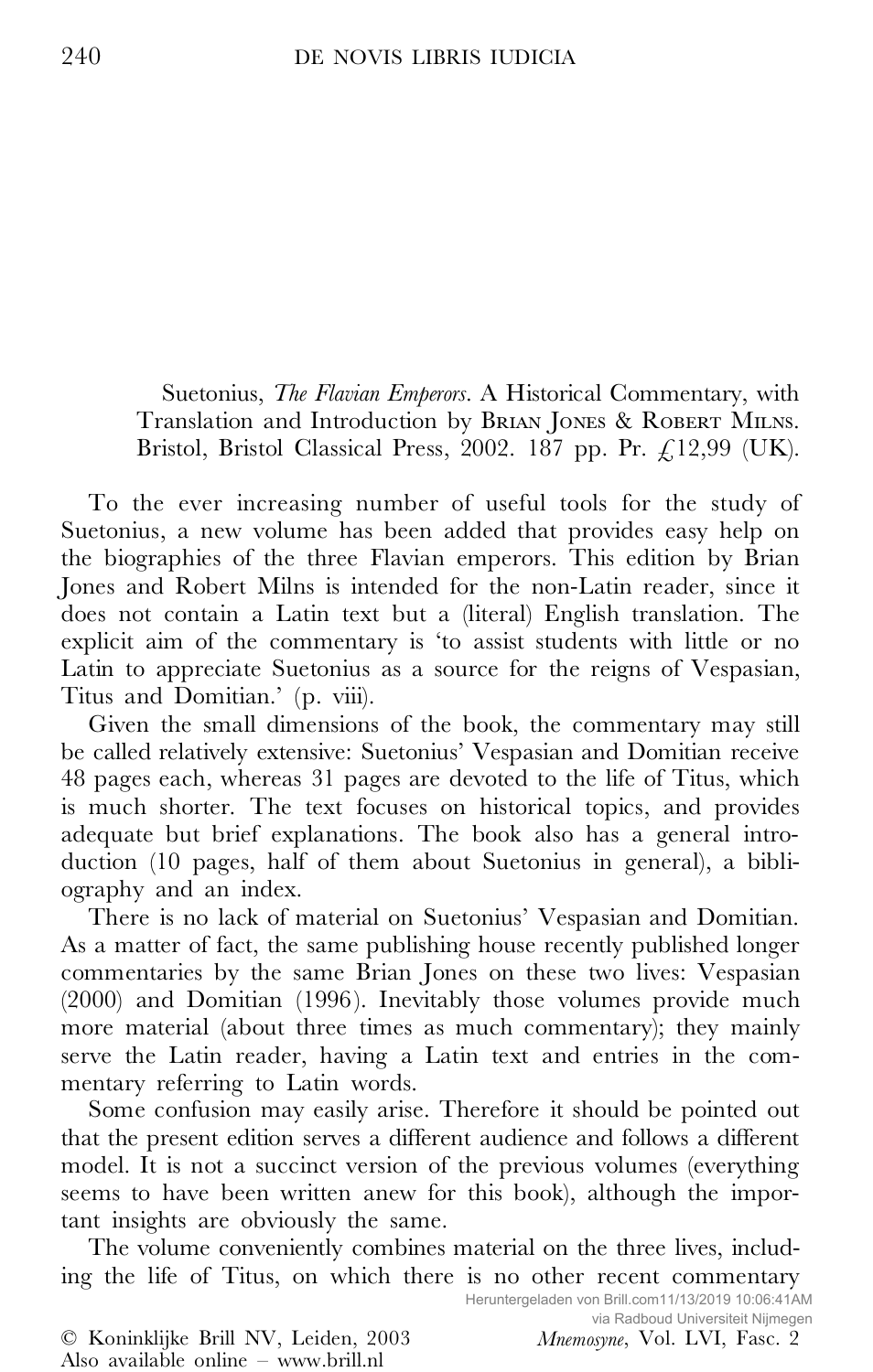Suetonius, *The Flavian Emperors*. A Historical Commentary, with Translation and Introduction by Brian Jones & Robert Milns. Bristol, Bristol Classical Press, 2002. 187 pp. Pr. £12,99 (UK).

To the ever increasing number of useful tools for the study of Suetonius, a new volume has been added that provides easy help on the biographies of the three Flavian emperors. This edition by Brian Jones and Robert Milns is intended for the non-Latin reader, since it does not contain a Latin text but a (literal) English translation. The explicit aim of the commentary is 'to assist students with little or no Latin to appreciate Suetonius as a source for the reigns of Vespasian, Titus and Domitian.' (p. viii).

Given the small dimensions of the book, the commentary may still be called relatively extensive: Suetonius' Vespasian and Domitian receive 48 pages each, whereas 31 pages are devoted to the life of Titus, which is much shorter. The text focuses on historical topics, and provides adequate but brief explanations. The book also has a general introduction (10 pages, half of them about Suetonius in general), a bibliography and an index.

There is no lack of material on Suetonius' Vespasian and Domitian. As a matter of fact, the same publishing house recently published longer commentaries by the same Brian Jones on these two lives: Vespasian (2000) and Domitian (1996). Inevitably those volumes provide much more material (about three times as much commentary); they mainly serve the Latin reader, having a Latin text and entries in the commentary referring to Latin words.

Some confusion may easily arise. Therefore it should be pointed out that the present edition serves a different audience and follows a different model. It is not a succinct version of the previous volumes (everything seems to have been written anew for this book), although the important insights are obviously the same.

The volume conveniently combines material on the three lives, including the life of Titus, on which there is no other recent commentary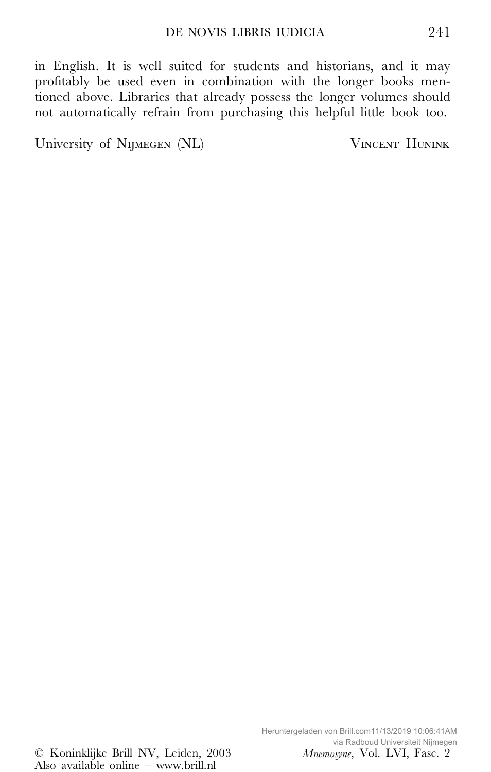in English. It is well suited for students and historians, and it may profitably be used even in combination with the longer books mentioned above. Libraries that already possess the longer volumes should not automatically refrain from purchasing this helpful little book too.

University of NIJMEGEN (NL) VINCENT HUNINK